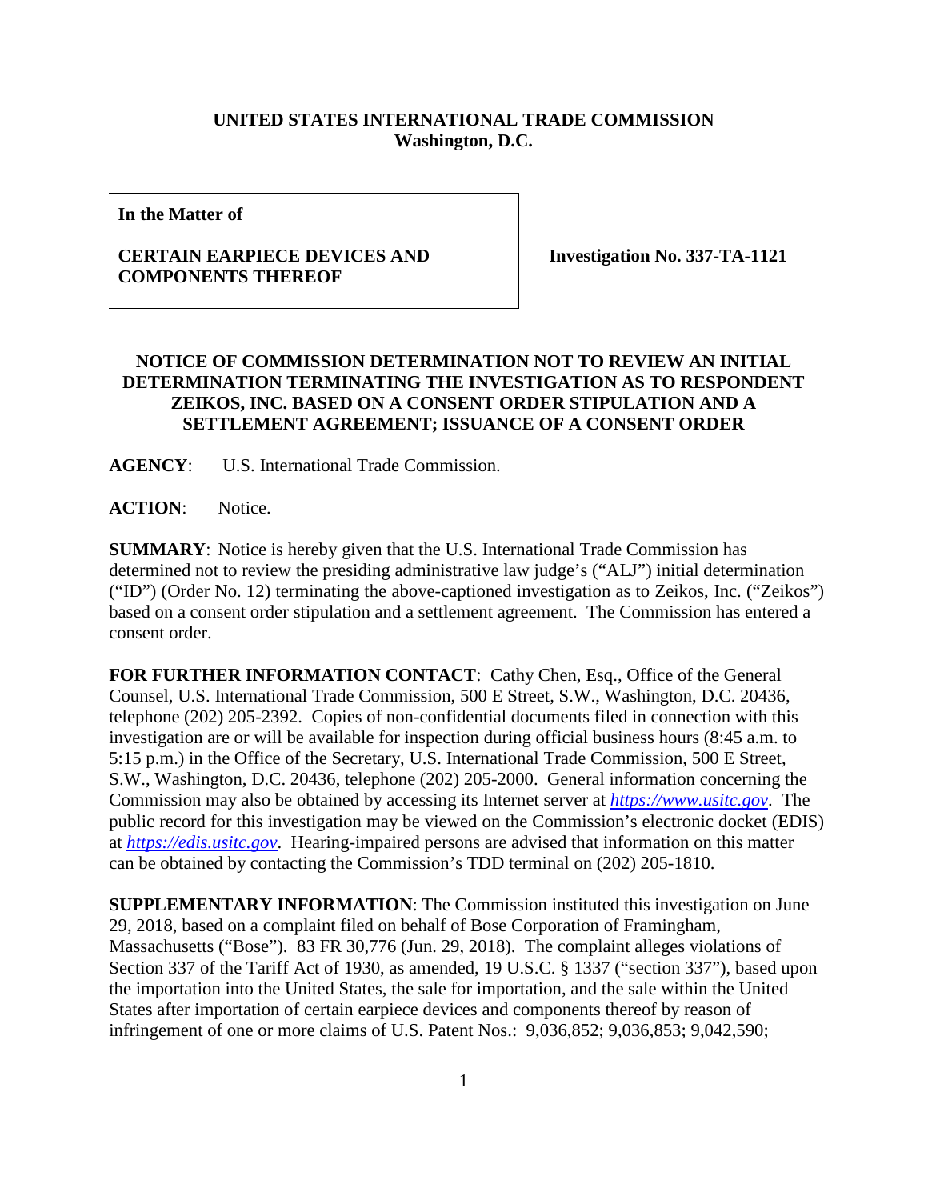**UNITED STATES INTERNATIONAL TRADE COMMISSION**
**Washington, D.C.**

| **In the Matter of**<br><br>**CERTAIN EARPIECE DEVICES AND COMPONENTS THEREOF** | **Investigation No. 337-TA-1121** |
|---|---|

**NOTICE OF COMMISSION DETERMINATION NOT TO REVIEW AN INITIAL DETERMINATION TERMINATING THE INVESTIGATION AS TO RESPONDENT ZEIKOS, INC. BASED ON A CONSENT ORDER STIPULATION AND A SETTLEMENT AGREEMENT; ISSUANCE OF A CONSENT ORDER**

**AGENCY**: U.S. International Trade Commission.

**ACTION**: Notice.

**SUMMARY**: Notice is hereby given that the U.S. International Trade Commission has determined not to review the presiding administrative law judge's ("ALJ") initial determination ("ID") (Order No. 12) terminating the above-captioned investigation as to Zeikos, Inc. ("Zeikos") based on a consent order stipulation and a settlement agreement. The Commission has entered a consent order.

**FOR FURTHER INFORMATION CONTACT**: Cathy Chen, Esq., Office of the General Counsel, U.S. International Trade Commission, 500 E Street, S.W., Washington, D.C. 20436, telephone (202) 205-2392. Copies of non-confidential documents filed in connection with this investigation are or will be available for inspection during official business hours (8:45 a.m. to 5:15 p.m.) in the Office of the Secretary, U.S. International Trade Commission, 500 E Street, S.W., Washington, D.C. 20436, telephone (202) 205-2000. General information concerning the Commission may also be obtained by accessing its Internet server at *https://www.usitc.gov*. The public record for this investigation may be viewed on the Commission's electronic docket (EDIS) at *https://edis.usitc.gov*. Hearing-impaired persons are advised that information on this matter can be obtained by contacting the Commission's TDD terminal on (202) 205-1810.

**SUPPLEMENTARY INFORMATION**: The Commission instituted this investigation on June 29, 2018, based on a complaint filed on behalf of Bose Corporation of Framingham, Massachusetts ("Bose"). 83 FR 30,776 (Jun. 29, 2018). The complaint alleges violations of Section 337 of the Tariff Act of 1930, as amended, 19 U.S.C. § 1337 ("section 337"), based upon the importation into the United States, the sale for importation, and the sale within the United States after importation of certain earpiece devices and components thereof by reason of infringement of one or more claims of U.S. Patent Nos.: 9,036,852; 9,036,853; 9,042,590;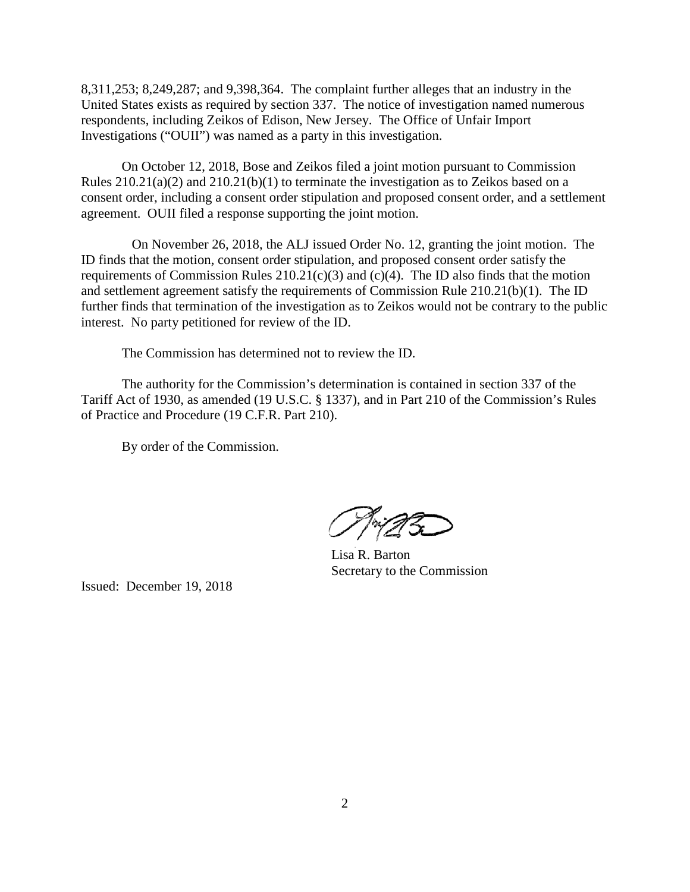8,311,253; 8,249,287; and 9,398,364. The complaint further alleges that an industry in the United States exists as required by section 337. The notice of investigation named numerous respondents, including Zeikos of Edison, New Jersey. The Office of Unfair Import Investigations ("OUII") was named as a party in this investigation.

On October 12, 2018, Bose and Zeikos filed a joint motion pursuant to Commission Rules 210.21(a)(2) and 210.21(b)(1) to terminate the investigation as to Zeikos based on a consent order, including a consent order stipulation and proposed consent order, and a settlement agreement. OUII filed a response supporting the joint motion.

On November 26, 2018, the ALJ issued Order No. 12, granting the joint motion. The ID finds that the motion, consent order stipulation, and proposed consent order satisfy the requirements of Commission Rules 210.21(c)(3) and (c)(4). The ID also finds that the motion and settlement agreement satisfy the requirements of Commission Rule 210.21(b)(1). The ID further finds that termination of the investigation as to Zeikos would not be contrary to the public interest. No party petitioned for review of the ID.

The Commission has determined not to review the ID.

The authority for the Commission's determination is contained in section 337 of the Tariff Act of 1930, as amended (19 U.S.C. § 1337), and in Part 210 of the Commission's Rules of Practice and Procedure (19 C.F.R. Part 210).

By order of the Commission.

Lisa R. Barton
Secretary to the Commission

Issued: December 19, 2018